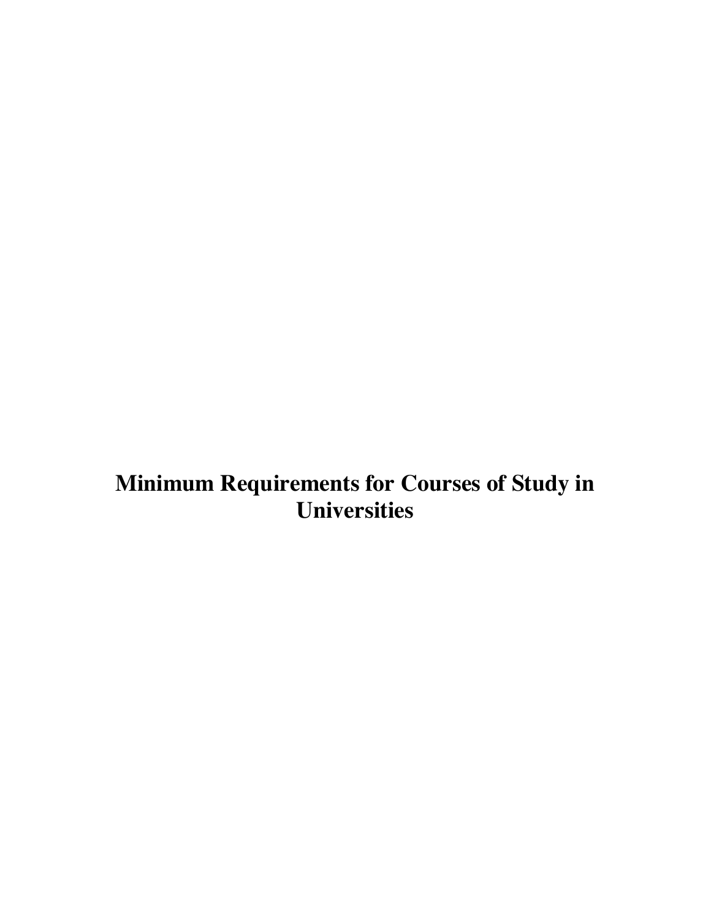# Minimum Requirements for Courses of Study in Universities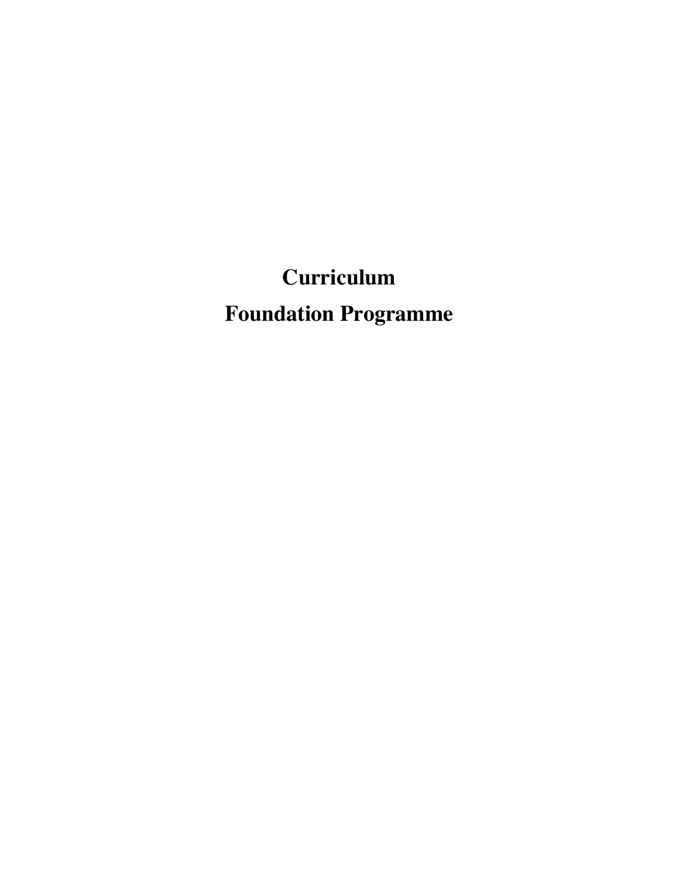# Curriculum
# Foundation Programme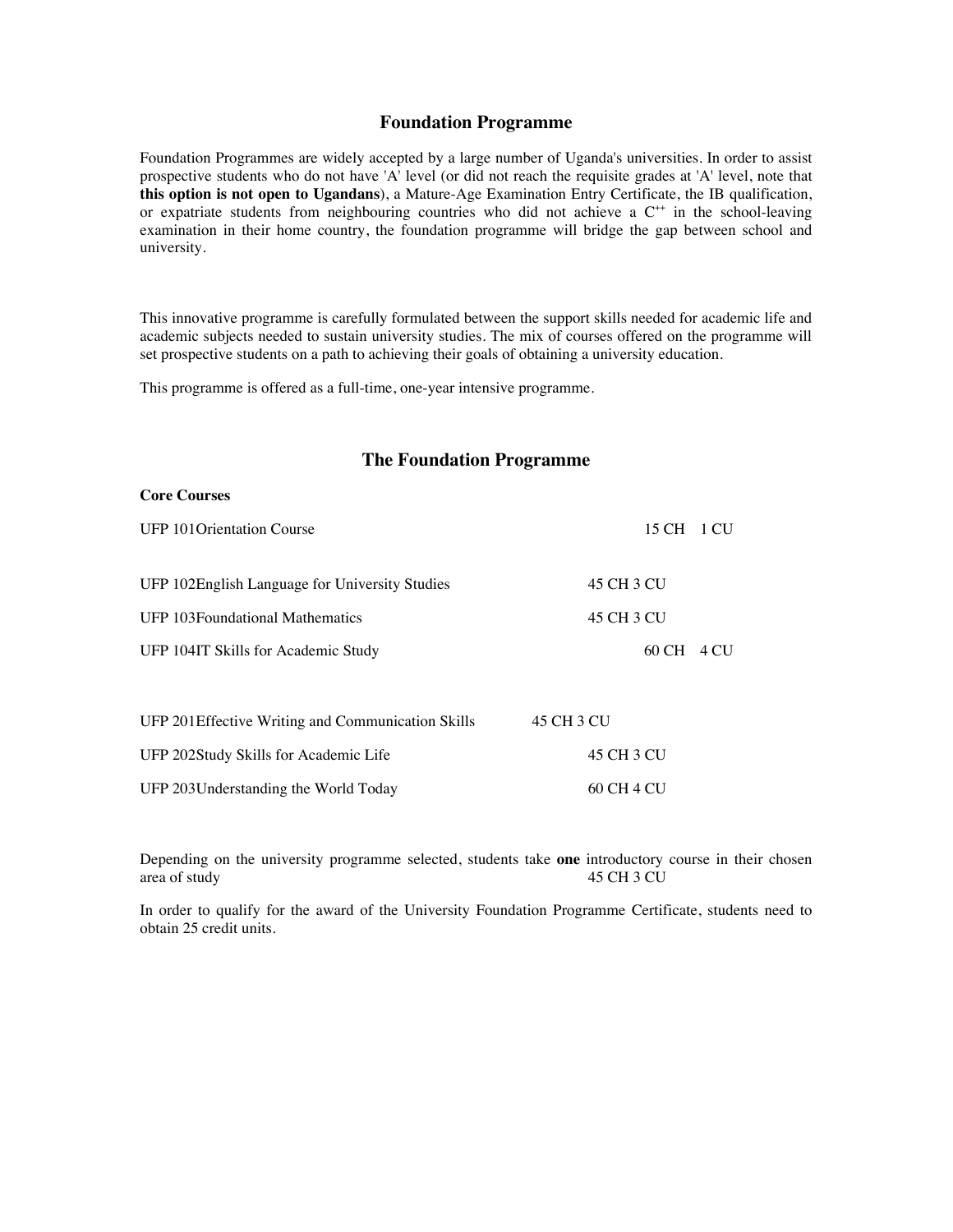## Foundation Programme

Foundation Programmes are widely accepted by a large number of Uganda's universities. In order to assist prospective students who do not have 'A' level (or did not reach the requisite grades at 'A' level, note that **this option is not open to Ugandans**), a Mature-Age Examination Entry Certificate, the IB qualification, or expatriate students from neighbouring countries who did not achieve a $C^{++}$ in the school-leaving examination in their home country, the foundation programme will bridge the gap between school and university.

This innovative programme is carefully formulated between the support skills needed for academic life and academic subjects needed to sustain university studies. The mix of courses offered on the programme will set prospective students on a path to achieving their goals of obtaining a university education.

This programme is offered as a full-time, one-year intensive programme.

## The Foundation Programme

**Core Courses**

| Course | CH | CU |
|---|---|---|
| UFP 101 Orientation Course | 15 CH | 1 CU |
| UFP 102 English Language for University Studies | 45 CH | 3 CU |
| UFP 103 Foundational Mathematics | 45 CH | 3 CU |
| UFP 104 IT Skills for Academic Study | 60 CH | 4 CU |
| UFP 201 Effective Writing and Communication Skills | 45 CH | 3 CU |
| UFP 202 Study Skills for Academic Life | 45 CH | 3 CU |
| UFP 203 Understanding the World Today | 60 CH | 4 CU |

Depending on the university programme selected, students take **one** introductory course in their chosen area of study 45 CH 3 CU

In order to qualify for the award of the University Foundation Programme Certificate, students need to obtain 25 credit units.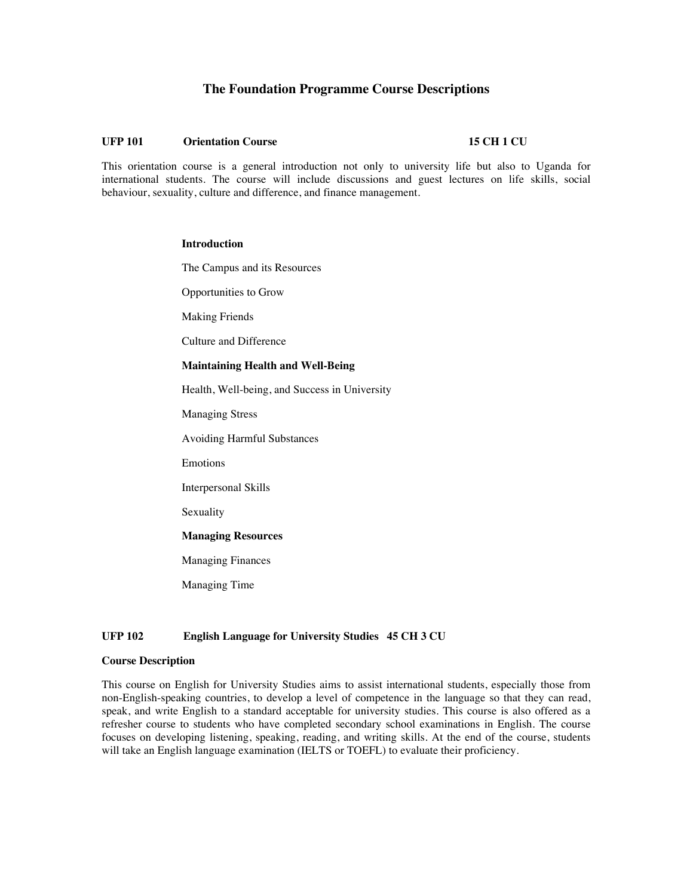# The Foundation Programme Course Descriptions

### UFP 101 Orientation Course 15 CH 1 CU

This orientation course is a general introduction not only to university life but also to Uganda for international students. The course will include discussions and guest lectures on life skills, social behaviour, sexuality, culture and difference, and finance management.

**Introduction**

The Campus and its Resources

Opportunities to Grow

Making Friends

Culture and Difference

**Maintaining Health and Well-Being**

Health, Well-being, and Success in University

Managing Stress

Avoiding Harmful Substances

Emotions

Interpersonal Skills

Sexuality

**Managing Resources**

Managing Finances

Managing Time

### UFP 102 English Language for University Studies 45 CH 3 CU

**Course Description**

This course on English for University Studies aims to assist international students, especially those from non-English-speaking countries, to develop a level of competence in the language so that they can read, speak, and write English to a standard acceptable for university studies. This course is also offered as a refresher course to students who have completed secondary school examinations in English. The course focuses on developing listening, speaking, reading, and writing skills. At the end of the course, students will take an English language examination (IELTS or TOEFL) to evaluate their proficiency.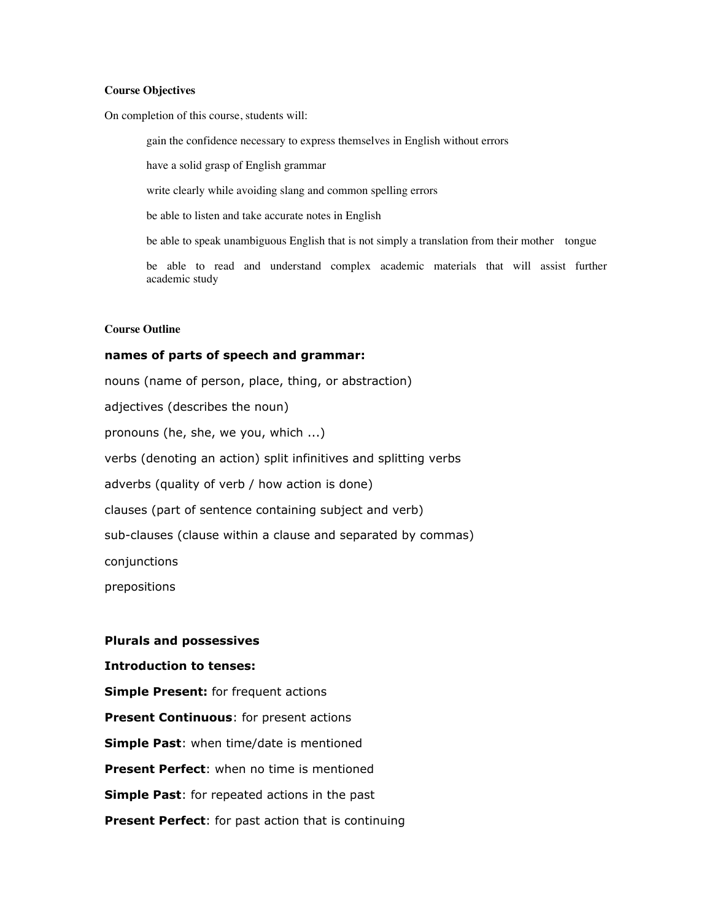**Course Objectives**

On completion of this course, students will:

- gain the confidence necessary to express themselves in English without errors
- have a solid grasp of English grammar
- write clearly while avoiding slang and common spelling errors
- be able to listen and take accurate notes in English
- be able to speak unambiguous English that is not simply a translation from their mother tongue
- be able to read and understand complex academic materials that will assist further academic study

**Course Outline**

**names of parts of speech and grammar:**

nouns (name of person, place, thing, or abstraction)

adjectives (describes the noun)

pronouns (he, she, we you, which ...)

verbs (denoting an action) split infinitives and splitting verbs

adverbs (quality of verb / how action is done)

clauses (part of sentence containing subject and verb)

sub-clauses (clause within a clause and separated by commas)

conjunctions

prepositions

**Plurals and possessives**

**Introduction to tenses:**

**Simple Present:** for frequent actions

**Present Continuous**: for present actions

**Simple Past**: when time/date is mentioned

**Present Perfect**: when no time is mentioned

**Simple Past**: for repeated actions in the past

**Present Perfect**: for past action that is continuing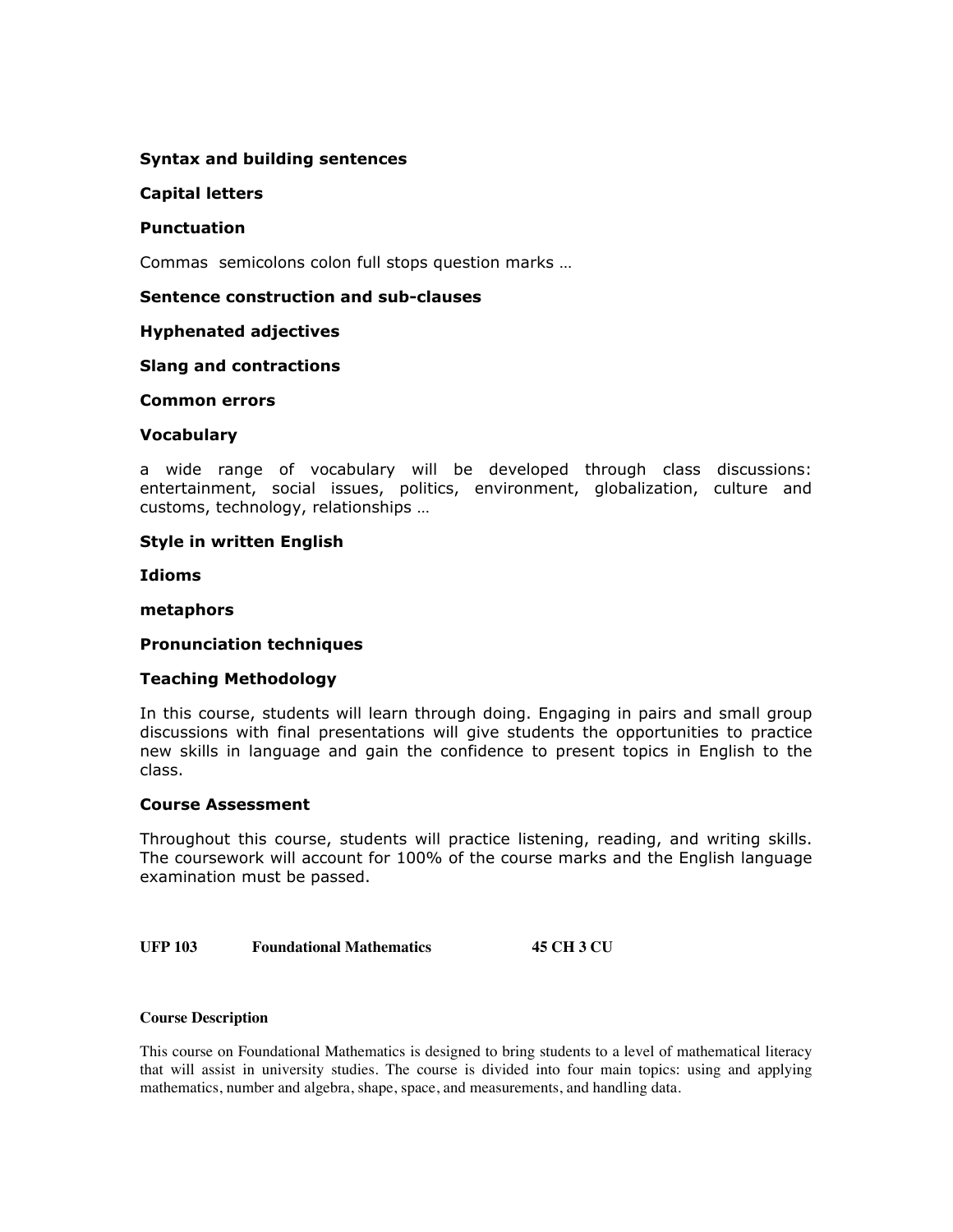**Syntax and building sentences**

**Capital letters**

**Punctuation**

Commas  semicolons colon full stops question marks …

**Sentence construction and sub-clauses**

**Hyphenated adjectives**

**Slang and contractions**

**Common errors**

**Vocabulary**

a wide range of vocabulary will be developed through class discussions: entertainment, social issues, politics, environment, globalization, culture and customs, technology, relationships …

**Style in written English**

**Idioms**

**metaphors**

**Pronunciation techniques**

**Teaching Methodology**

In this course, students will learn through doing. Engaging in pairs and small group discussions with final presentations will give students the opportunities to practice new skills in language and gain the confidence to present topics in English to the class.

**Course Assessment**

Throughout this course, students will practice listening, reading, and writing skills. The coursework will account for 100% of the course marks and the English language examination must be passed.

**UFP 103 Foundational Mathematics 45 CH 3 CU**

**Course Description**

This course on Foundational Mathematics is designed to bring students to a level of mathematical literacy that will assist in university studies. The course is divided into four main topics: using and applying mathematics, number and algebra, shape, space, and measurements, and handling data.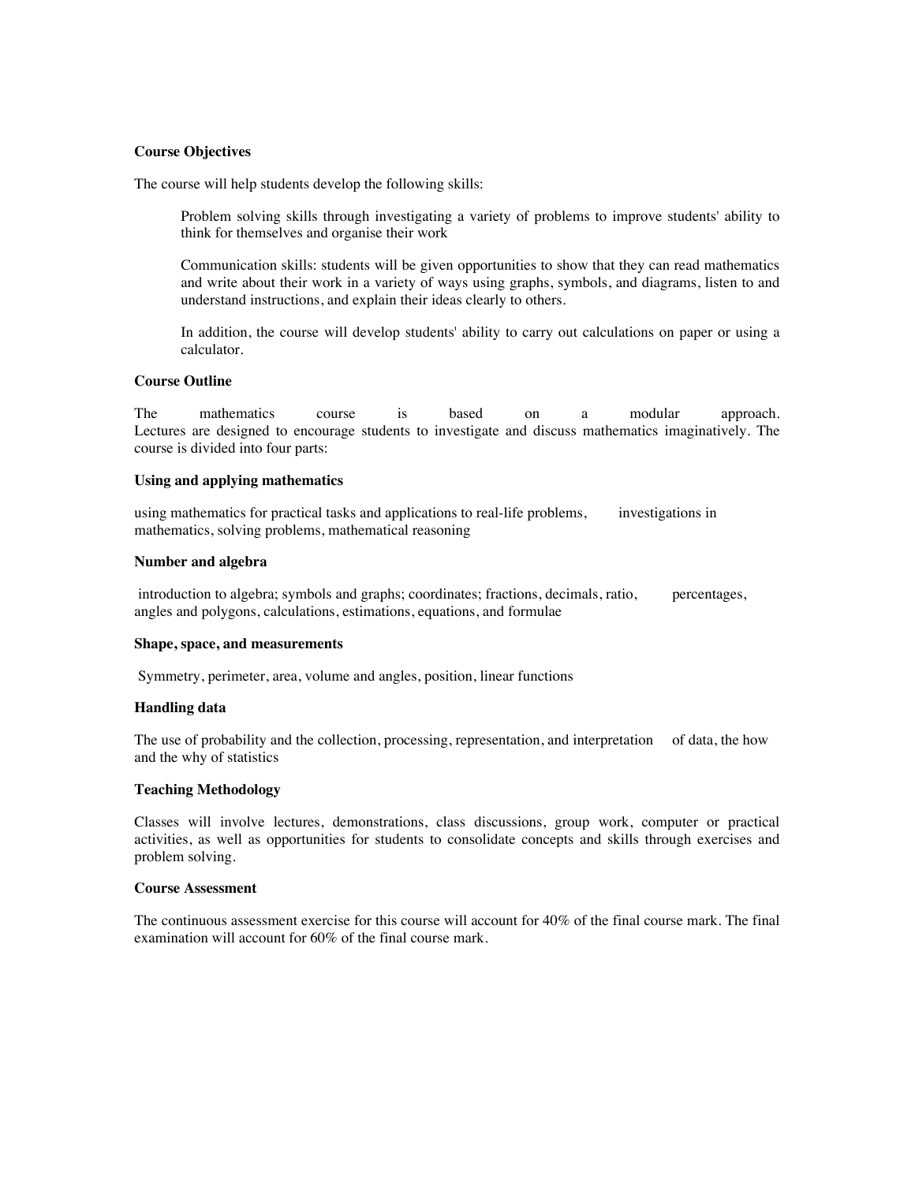**Course Objectives**

The course will help students develop the following skills:

> Problem solving skills through investigating a variety of problems to improve students' ability to think for themselves and organise their work
>
> Communication skills: students will be given opportunities to show that they can read mathematics and write about their work in a variety of ways using graphs, symbols, and diagrams, listen to and understand instructions, and explain their ideas clearly to others.
>
> In addition, the course will develop students' ability to carry out calculations on paper or using a calculator.

**Course Outline**

The mathematics course is based on a modular approach. Lectures are designed to encourage students to investigate and discuss mathematics imaginatively. The course is divided into four parts:

**Using and applying mathematics**

using mathematics for practical tasks and applications to real-life problems, investigations in mathematics, solving problems, mathematical reasoning

**Number and algebra**

introduction to algebra; symbols and graphs; coordinates; fractions, decimals, ratio, percentages, angles and polygons, calculations, estimations, equations, and formulae

**Shape, space, and measurements**

Symmetry, perimeter, area, volume and angles, position, linear functions

**Handling data**

The use of probability and the collection, processing, representation, and interpretation of data, the how and the why of statistics

**Teaching Methodology**

Classes will involve lectures, demonstrations, class discussions, group work, computer or practical activities, as well as opportunities for students to consolidate concepts and skills through exercises and problem solving.

**Course Assessment**

The continuous assessment exercise for this course will account for 40% of the final course mark. The final examination will account for 60% of the final course mark.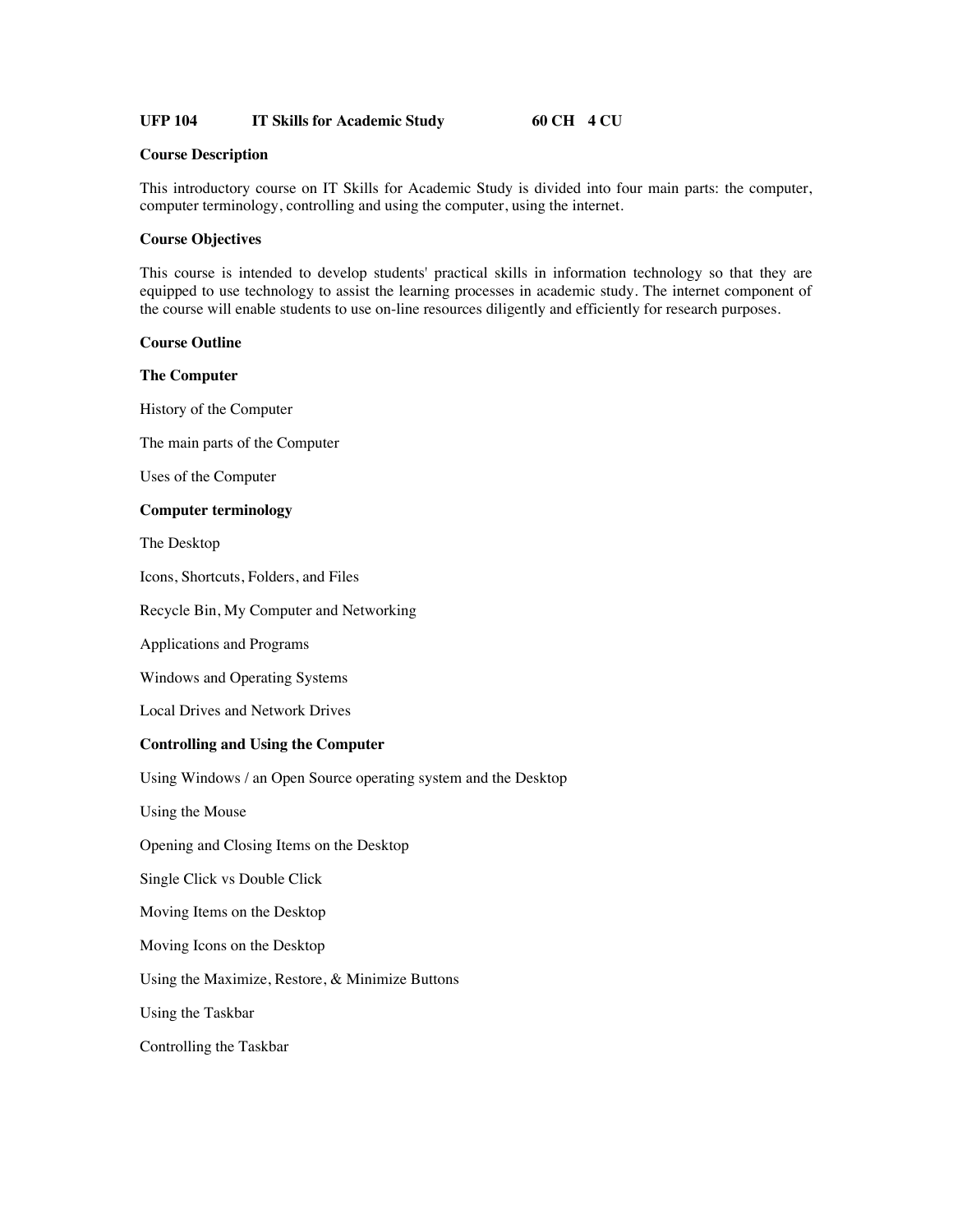**UFP 104 IT Skills for Academic Study 60 CH 4 CU**

**Course Description**

This introductory course on IT Skills for Academic Study is divided into four main parts: the computer, computer terminology, controlling and using the computer, using the internet.

**Course Objectives**

This course is intended to develop students' practical skills in information technology so that they are equipped to use technology to assist the learning processes in academic study. The internet component of the course will enable students to use on-line resources diligently and efficiently for research purposes.

**Course Outline**

**The Computer**

History of the Computer

The main parts of the Computer

Uses of the Computer

**Computer terminology**

The Desktop

Icons, Shortcuts, Folders, and Files

Recycle Bin, My Computer and Networking

Applications and Programs

Windows and Operating Systems

Local Drives and Network Drives

**Controlling and Using the Computer**

Using Windows / an Open Source operating system and the Desktop

Using the Mouse

Opening and Closing Items on the Desktop

Single Click vs Double Click

Moving Items on the Desktop

Moving Icons on the Desktop

Using the Maximize, Restore, & Minimize Buttons

Using the Taskbar

Controlling the Taskbar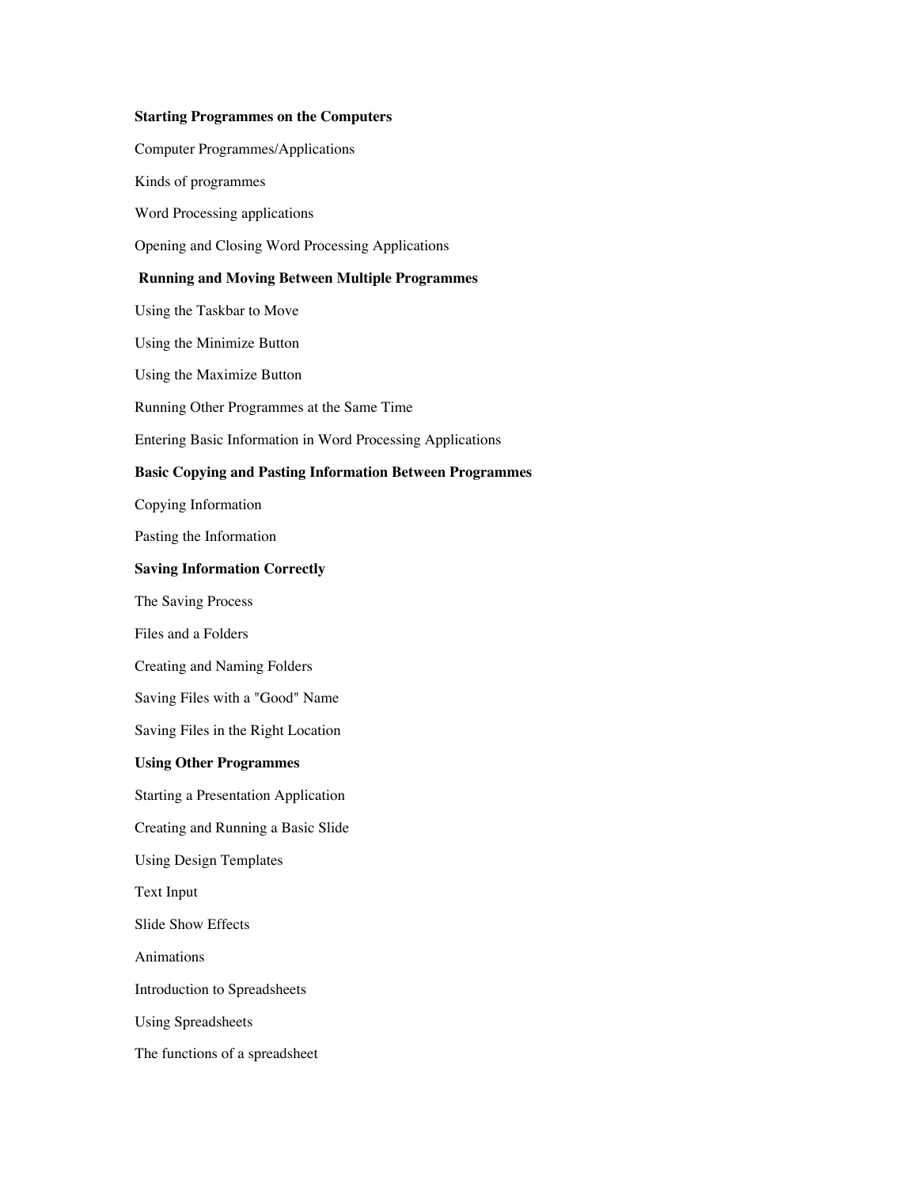**Starting Programmes on the Computers**

Computer Programmes/Applications

Kinds of programmes

Word Processing applications

Opening and Closing Word Processing Applications

**Running and Moving Between Multiple Programmes**

Using the Taskbar to Move

Using the Minimize Button

Using the Maximize Button

Running Other Programmes at the Same Time

Entering Basic Information in Word Processing Applications

**Basic Copying and Pasting Information Between Programmes**

Copying Information

Pasting the Information

**Saving Information Correctly**

The Saving Process

Files and a Folders

Creating and Naming Folders

Saving Files with a "Good" Name

Saving Files in the Right Location

**Using Other Programmes**

Starting a Presentation Application

Creating and Running a Basic Slide

Using Design Templates

Text Input

Slide Show Effects

Animations

Introduction to Spreadsheets

Using Spreadsheets

The functions of a spreadsheet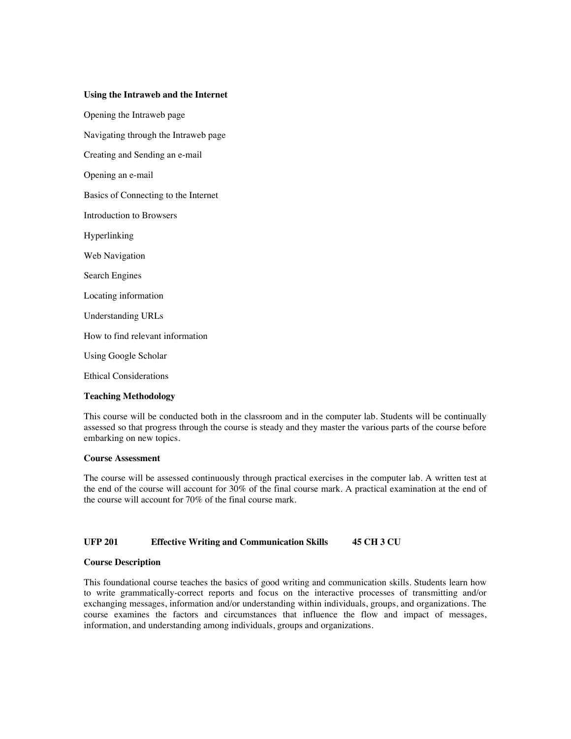**Using the Intraweb and the Internet**

Opening the Intraweb page

Navigating through the Intraweb page

Creating and Sending an e-mail

Opening an e-mail

Basics of Connecting to the Internet

Introduction to Browsers

Hyperlinking

Web Navigation

Search Engines

Locating information

Understanding URLs

How to find relevant information

Using Google Scholar

Ethical Considerations

**Teaching Methodology**

This course will be conducted both in the classroom and in the computer lab. Students will be continually assessed so that progress through the course is steady and they master the various parts of the course before embarking on new topics.

**Course Assessment**

The course will be assessed continuously through practical exercises in the computer lab. A written test at the end of the course will account for 30% of the final course mark. A practical examination at the end of the course will account for 70% of the final course mark.

**UFP 201 Effective Writing and Communication Skills 45 CH 3 CU**

**Course Description**

This foundational course teaches the basics of good writing and communication skills. Students learn how to write grammatically-correct reports and focus on the interactive processes of transmitting and/or exchanging messages, information and/or understanding within individuals, groups, and organizations. The course examines the factors and circumstances that influence the flow and impact of messages, information, and understanding among individuals, groups and organizations.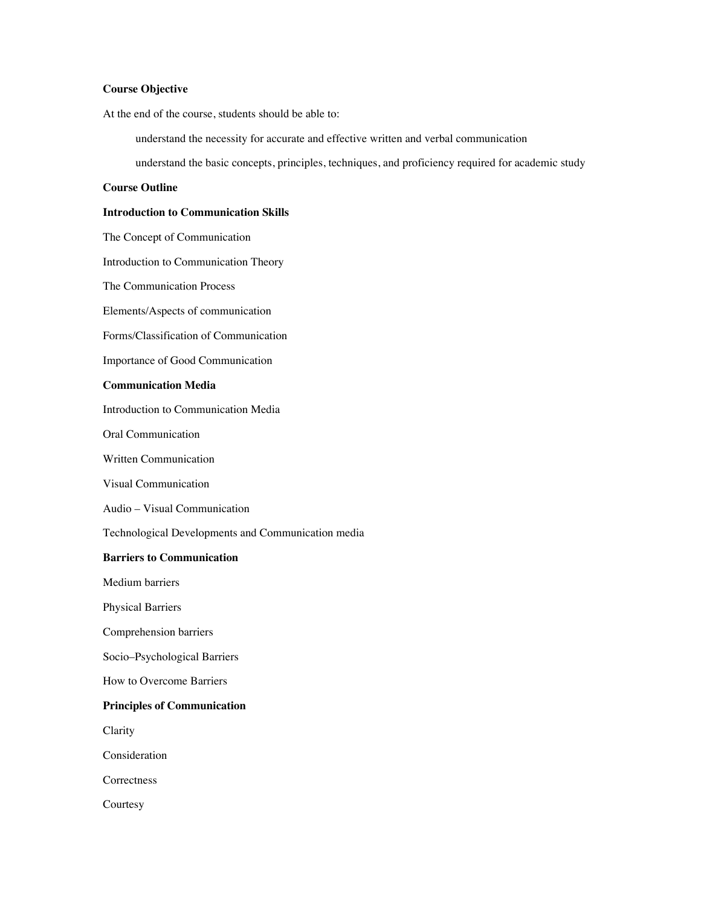**Course Objective**

At the end of the course, students should be able to:

- understand the necessity for accurate and effective written and verbal communication
- understand the basic concepts, principles, techniques, and proficiency required for academic study

**Course Outline**

**Introduction to Communication Skills**

The Concept of Communication

Introduction to Communication Theory

The Communication Process

Elements/Aspects of communication

Forms/Classification of Communication

Importance of Good Communication

**Communication Media**

Introduction to Communication Media

Oral Communication

Written Communication

Visual Communication

Audio – Visual Communication

Technological Developments and Communication media

**Barriers to Communication**

Medium barriers

Physical Barriers

Comprehension barriers

Socio–Psychological Barriers

How to Overcome Barriers

**Principles of Communication**

Clarity

Consideration

Correctness

Courtesy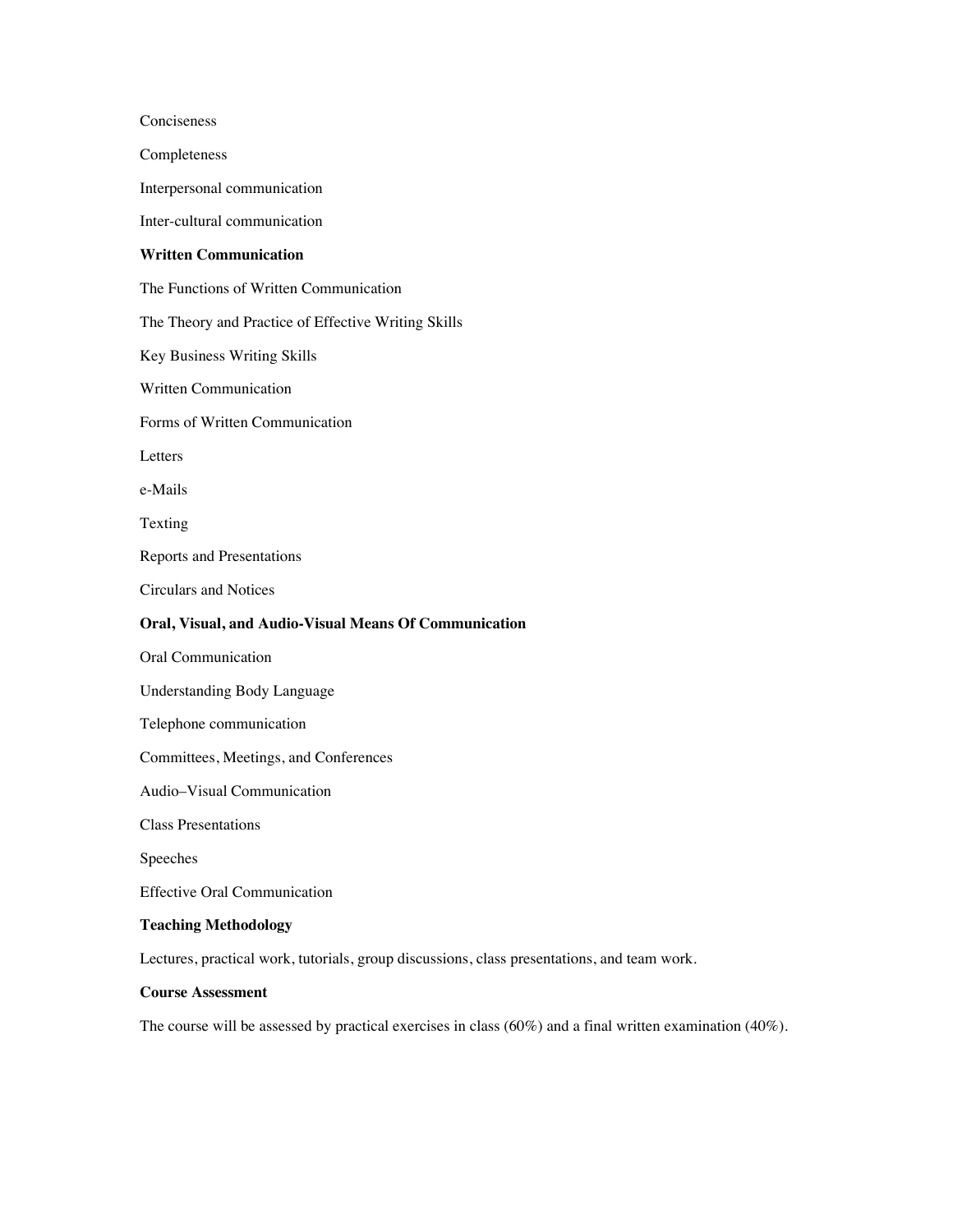Conciseness

Completeness

Interpersonal communication

Inter-cultural communication

**Written Communication**

The Functions of Written Communication

The Theory and Practice of Effective Writing Skills

Key Business Writing Skills

Written Communication

Forms of Written Communication

Letters

e-Mails

Texting

Reports and Presentations

Circulars and Notices

**Oral, Visual, and Audio-Visual Means Of Communication**

Oral Communication

Understanding Body Language

Telephone communication

Committees, Meetings, and Conferences

Audio–Visual Communication

Class Presentations

Speeches

Effective Oral Communication

**Teaching Methodology**

Lectures, practical work, tutorials, group discussions, class presentations, and team work.

**Course Assessment**

The course will be assessed by practical exercises in class (60%) and a final written examination (40%).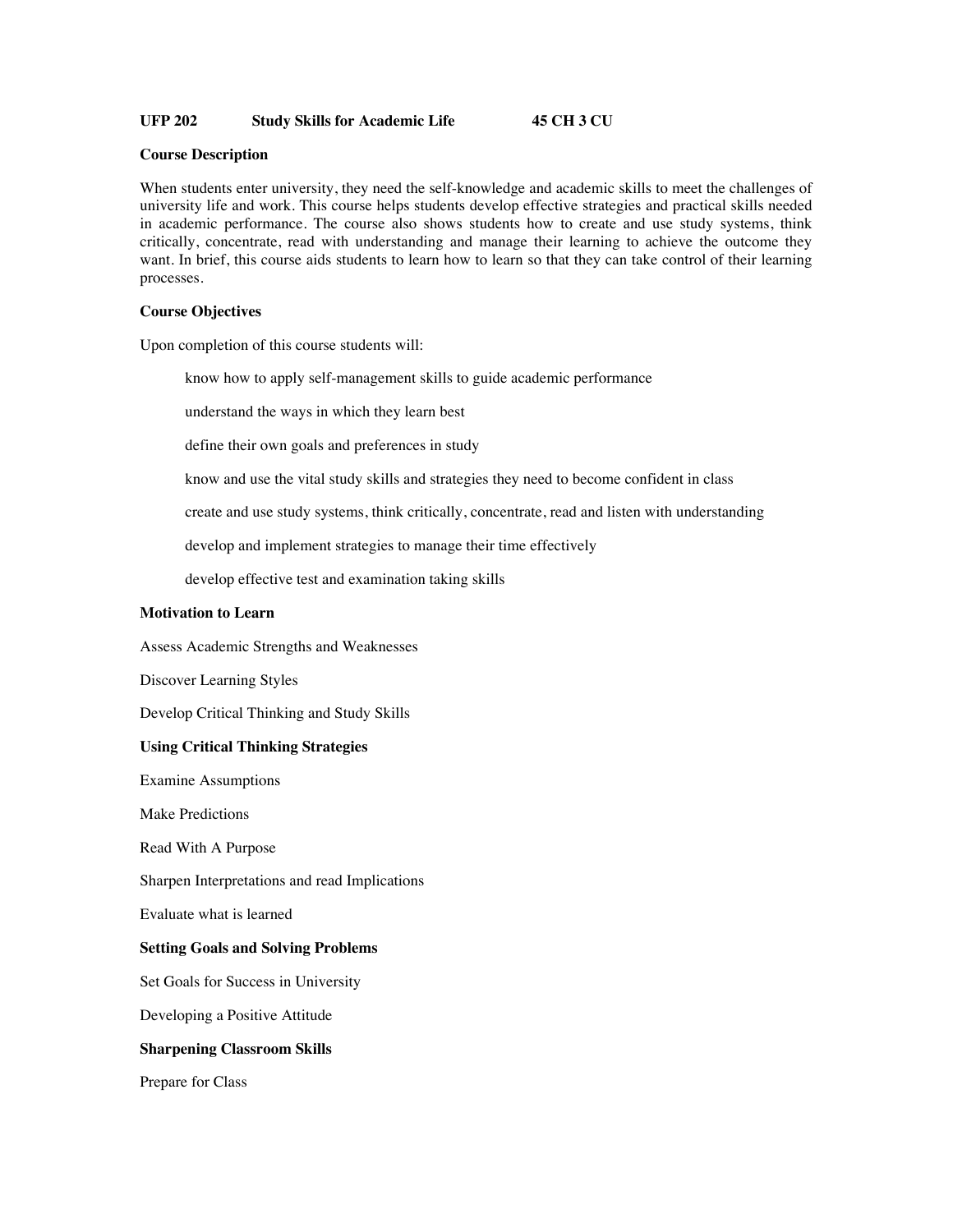**UFP 202 Study Skills for Academic Life 45 CH 3 CU**

**Course Description**

When students enter university, they need the self-knowledge and academic skills to meet the challenges of university life and work. This course helps students develop effective strategies and practical skills needed in academic performance. The course also shows students how to create and use study systems, think critically, concentrate, read with understanding and manage their learning to achieve the outcome they want. In brief, this course aids students to learn how to learn so that they can take control of their learning processes.

**Course Objectives**

Upon completion of this course students will:

- know how to apply self-management skills to guide academic performance
- understand the ways in which they learn best
- define their own goals and preferences in study
- know and use the vital study skills and strategies they need to become confident in class
- create and use study systems, think critically, concentrate, read and listen with understanding
- develop and implement strategies to manage their time effectively
- develop effective test and examination taking skills

**Motivation to Learn**

Assess Academic Strengths and Weaknesses

Discover Learning Styles

Develop Critical Thinking and Study Skills

**Using Critical Thinking Strategies**

Examine Assumptions

Make Predictions

Read With A Purpose

Sharpen Interpretations and read Implications

Evaluate what is learned

**Setting Goals and Solving Problems**

Set Goals for Success in University

Developing a Positive Attitude

**Sharpening Classroom Skills**

Prepare for Class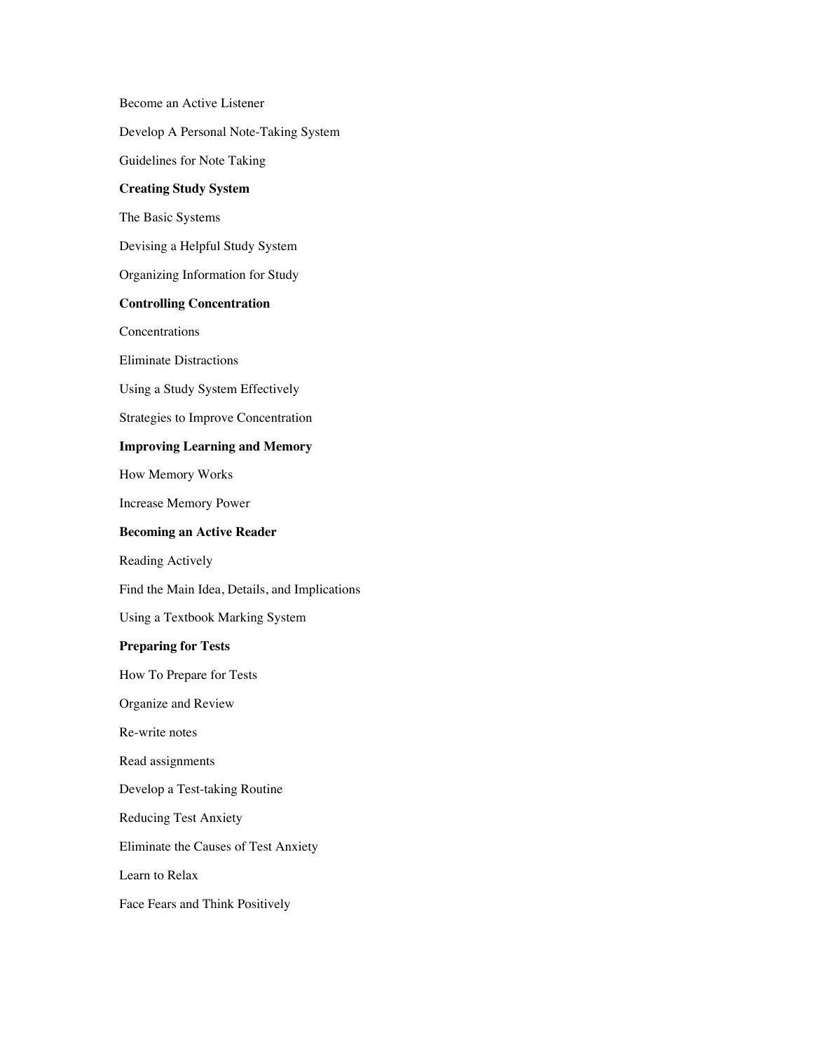Become an Active Listener

Develop A Personal Note-Taking System

Guidelines for Note Taking

**Creating Study System**

The Basic Systems

Devising a Helpful Study System

Organizing Information for Study

**Controlling Concentration**

Concentrations

Eliminate Distractions

Using a Study System Effectively

Strategies to Improve Concentration

**Improving Learning and Memory**

How Memory Works

Increase Memory Power

**Becoming an Active Reader**

Reading Actively

Find the Main Idea, Details, and Implications

Using a Textbook Marking System

**Preparing for Tests**

How To Prepare for Tests

Organize and Review

Re-write notes

Read assignments

Develop a Test-taking Routine

Reducing Test Anxiety

Eliminate the Causes of Test Anxiety

Learn to Relax

Face Fears and Think Positively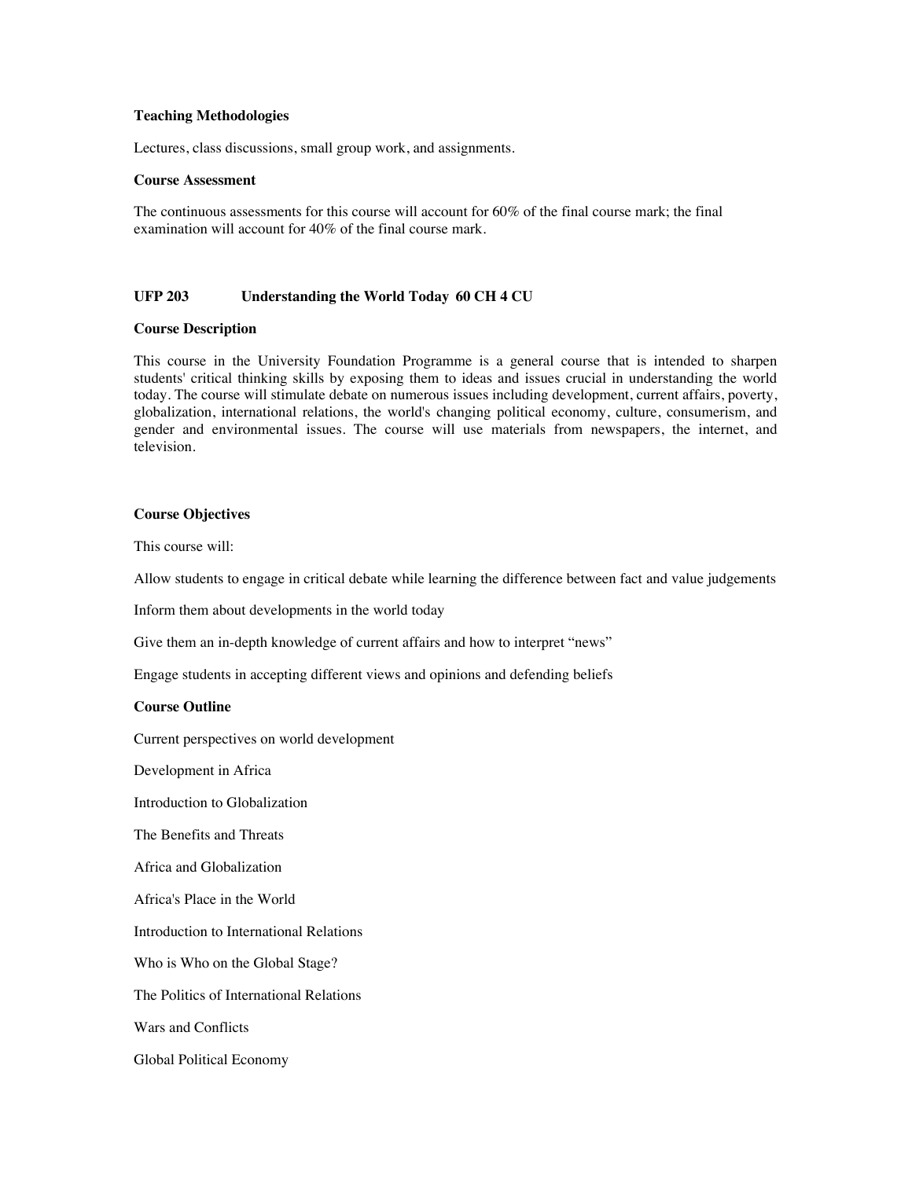**Teaching Methodologies**

Lectures, class discussions, small group work, and assignments.

**Course Assessment**

The continuous assessments for this course will account for 60% of the final course mark; the final examination will account for 40% of the final course mark.

**UFP 203 Understanding the World Today 60 CH 4 CU**

**Course Description**

This course in the University Foundation Programme is a general course that is intended to sharpen students' critical thinking skills by exposing them to ideas and issues crucial in understanding the world today. The course will stimulate debate on numerous issues including development, current affairs, poverty, globalization, international relations, the world's changing political economy, culture, consumerism, and gender and environmental issues. The course will use materials from newspapers, the internet, and television.

**Course Objectives**

This course will:

Allow students to engage in critical debate while learning the difference between fact and value judgements

Inform them about developments in the world today

Give them an in-depth knowledge of current affairs and how to interpret "news"

Engage students in accepting different views and opinions and defending beliefs

**Course Outline**

Current perspectives on world development

Development in Africa

Introduction to Globalization

The Benefits and Threats

Africa and Globalization

Africa's Place in the World

Introduction to International Relations

Who is Who on the Global Stage?

The Politics of International Relations

Wars and Conflicts

Global Political Economy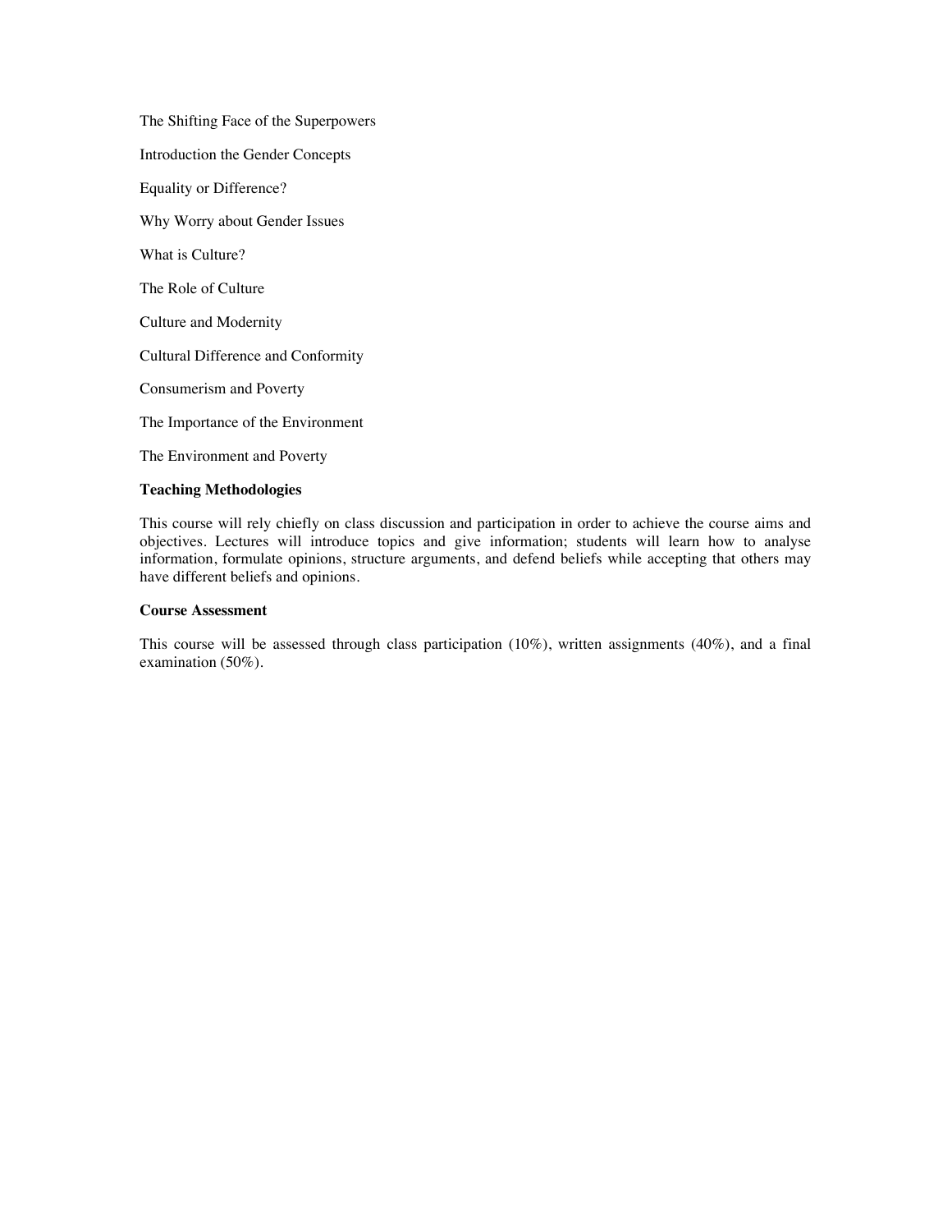The Shifting Face of the Superpowers

Introduction the Gender Concepts

Equality or Difference?

Why Worry about Gender Issues

What is Culture?

The Role of Culture

Culture and Modernity

Cultural Difference and Conformity

Consumerism and Poverty

The Importance of the Environment

The Environment and Poverty

**Teaching Methodologies**

This course will rely chiefly on class discussion and participation in order to achieve the course aims and objectives. Lectures will introduce topics and give information; students will learn how to analyse information, formulate opinions, structure arguments, and defend beliefs while accepting that others may have different beliefs and opinions.

**Course Assessment**

This course will be assessed through class participation (10%), written assignments (40%), and a final examination (50%).